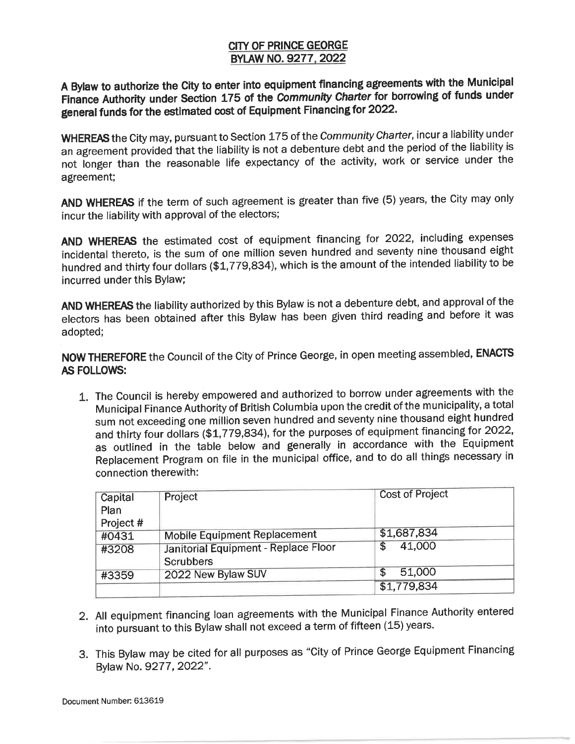# CITY OF PRINCE GEORGE
## BYLAW NO. 9277, 2022

**A Bylaw to authorize the City to enter into equipment financing agreements with the Municipal Finance Authority under Section 175 of the *Community Charter* for borrowing of funds under general funds for the estimated cost of Equipment Financing for 2022.**

**WHEREAS** the City may, pursuant to Section 175 of the *Community Charter*, incur a liability under an agreement provided that the liability is not a debenture debt and the period of the liability is not longer than the reasonable life expectancy of the activity, work or service under the agreement;

**AND WHEREAS** if the term of such agreement is greater than five (5) years, the City may only incur the liability with approval of the electors;

**AND WHEREAS** the estimated cost of equipment financing for 2022, including expenses incidental thereto, is the sum of one million seven hundred and seventy nine thousand eight hundred and thirty four dollars ($1,779,834), which is the amount of the intended liability to be incurred under this Bylaw;

**AND WHEREAS** the liability authorized by this Bylaw is not a debenture debt, and approval of the electors has been obtained after this Bylaw has been given third reading and before it was adopted;

**NOW THEREFORE** the Council of the City of Prince George, in open meeting assembled, **ENACTS AS FOLLOWS:**

1. The Council is hereby empowered and authorized to borrow under agreements with the Municipal Finance Authority of British Columbia upon the credit of the municipality, a total sum not exceeding one million seven hundred and seventy nine thousand eight hundred and thirty four dollars ($1,779,834), for the purposes of equipment financing for 2022, as outlined in the table below and generally in accordance with the Equipment Replacement Program on file in the municipal office, and to do all things necessary in connection therewith:

| Capital Plan Project # | Project | Cost of Project |
|---|---|---|
| #0431 | Mobile Equipment Replacement | $1,687,834 |
| #3208 | Janitorial Equipment - Replace Floor Scrubbers | $ 41,000 |
| #3359 | 2022 New Bylaw SUV | $ 51,000 |
| | | $1,779,834 |

2. All equipment financing loan agreements with the Municipal Finance Authority entered into pursuant to this Bylaw shall not exceed a term of fifteen (15) years.

3. This Bylaw may be cited for all purposes as "City of Prince George Equipment Financing Bylaw No. 9277, 2022".

Document Number: 613619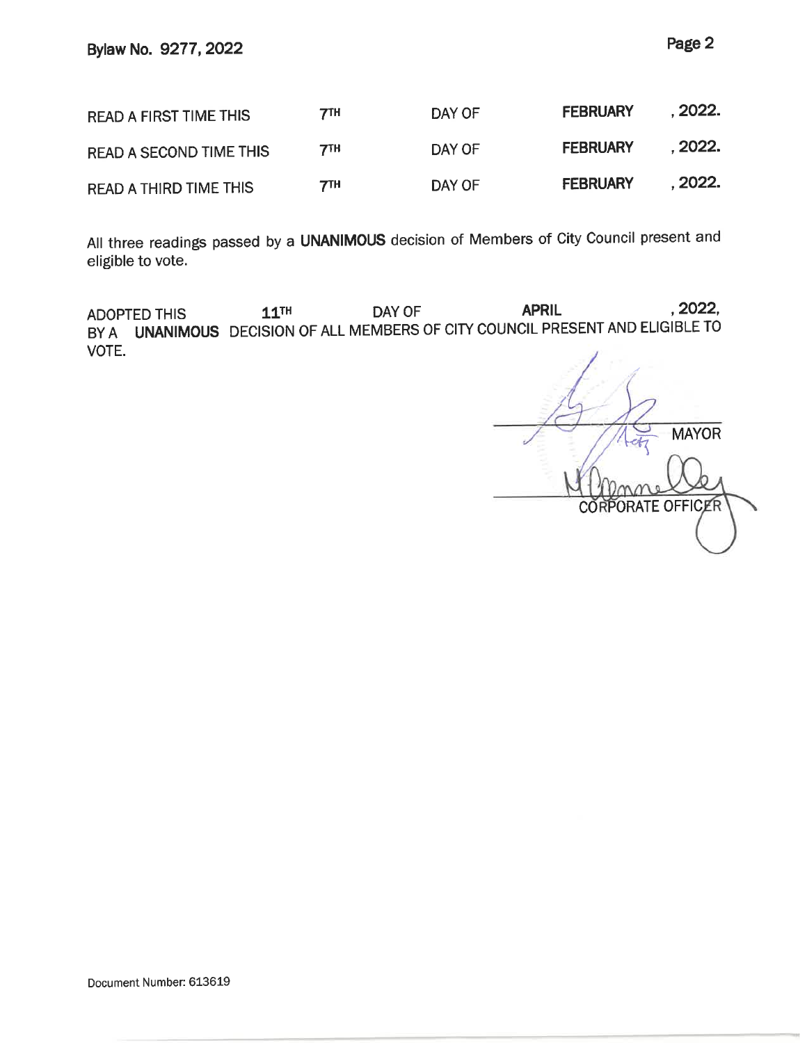| | | | | |
|---|---|---|---|---|
| READ A FIRST TIME THIS | 7TH | DAY OF | **FEBRUARY** | **, 2022.** |
| READ A SECOND TIME THIS | 7TH | DAY OF | **FEBRUARY** | **, 2022.** |
| READ A THIRD TIME THIS | 7TH | DAY OF | **FEBRUARY** | **, 2022.** |

All three readings passed by a **UNANIMOUS** decision of Members of City Council present and eligible to vote.

ADOPTED THIS **11TH** DAY OF **APRIL** **, 2022,** BY A **UNANIMOUS** DECISION OF ALL MEMBERS OF CITY COUNCIL PRESENT AND ELIGIBLE TO VOTE.

MAYOR

CORPORATE OFFICER

Document Number: 613619